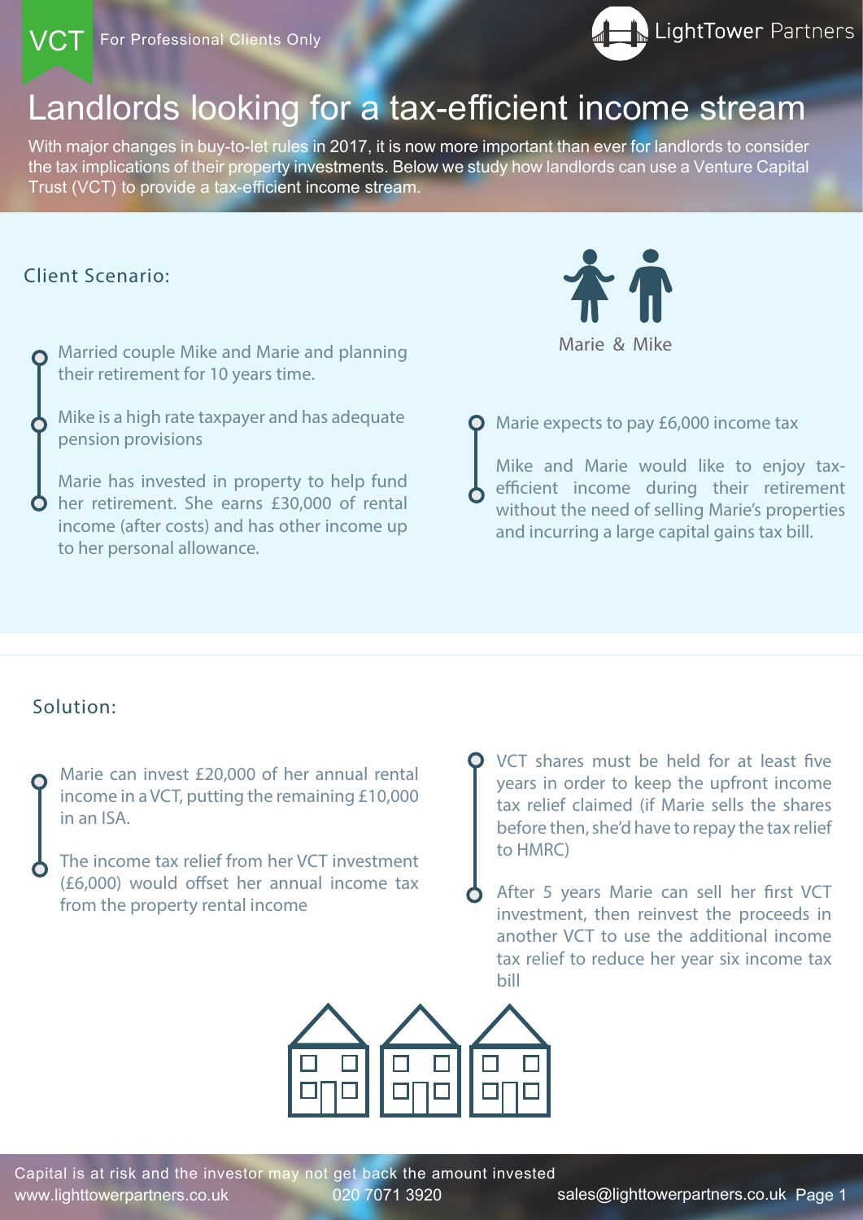VCT For Professional Clients Only

LightTower Partners

# Landlords looking for a tax-efficient income stream

With major changes in buy-to-let rules in 2017, it is now more important than ever for landlords to consider the tax implications of their property investments. Below we study how landlords can use a Venture Capital Trust (VCT) to provide a tax-efficient income stream.

## Client Scenario:

Marie & Mike

- Married couple Mike and Marie and planning their retirement for 10 years time.
- Mike is a high rate taxpayer and has adequate pension provisions
- Marie has invested in property to help fund her retirement. She earns £30,000 of rental income (after costs) and has other income up to her personal allowance.
- Marie expects to pay £6,000 income tax
- Mike and Marie would like to enjoy tax-efficient income during their retirement without the need of selling Marie's properties and incurring a large capital gains tax bill.

## Solution:

- Marie can invest £20,000 of her annual rental income in a VCT, putting the remaining £10,000 in an ISA.
- The income tax relief from her VCT investment (£6,000) would offset her annual income tax from the property rental income
- VCT shares must be held for at least five years in order to keep the upfront income tax relief claimed (if Marie sells the shares before then, she'd have to repay the tax relief to HMRC)
- After 5 years Marie can sell her first VCT investment, then reinvest the proceeds in another VCT to use the additional income tax relief to reduce her year six income tax bill

Capital is at risk and the investor may not get back the amount invested

www.lighttowerpartners.co.uk 020 7071 3920 sales@lighttowerpartners.co.uk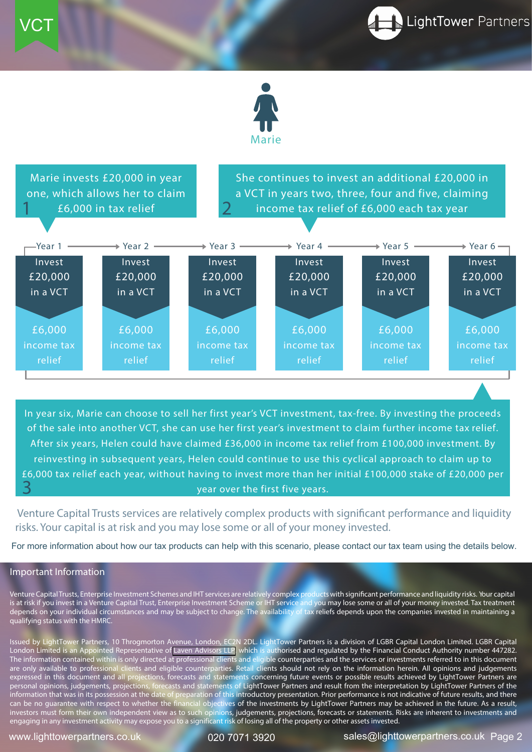VCT

LightTower Partners

Marie

1 Marie invests £20,000 in year one, which allows her to claim £6,000 in tax relief

2 She continues to invest an additional £20,000 in a VCT in years two, three, four and five, claiming income tax relief of £6,000 each tax year

| Year 1 | Year 2 | Year 3 | Year 4 | Year 5 | Year 6 |
|---|---|---|---|---|---|
| Invest £20,000 in a VCT | Invest £20,000 in a VCT | Invest £20,000 in a VCT | Invest £20,000 in a VCT | Invest £20,000 in a VCT | Invest £20,000 in a VCT |
| £6,000 income tax relief | £6,000 income tax relief | £6,000 income tax relief | £6,000 income tax relief | £6,000 income tax relief | £6,000 income tax relief |

3 In year six, Marie can choose to sell her first year's VCT investment, tax-free. By investing the proceeds of the sale into another VCT, she can use her first year's investment to claim further income tax relief. After six years, Helen could have claimed £36,000 in income tax relief from £100,000 investment. By reinvesting in subsequent years, Helen could continue to use this cyclical approach to claim up to £6,000 tax relief each year, without having to invest more than her initial £100,000 stake of £20,000 per year over the first five years.

Venture Capital Trusts services are relatively complex products with significant performance and liquidity risks. Your capital is at risk and you may lose some or all of your money invested.

For more information about how our tax products can help with this scenario, please contact our tax team using the details below.

## Important Information

Venture Capital Trusts, Enterprise Investment Schemes and IHT services are relatively complex products with significant performance and liquidity risks. Your capital is at risk if you invest in a Venture Capital Trust, Enterprise Investment Scheme or IHT service and you may lose some or all of your money invested. Tax treatment depends on your individual circumstances and may be subject to change. The availability of tax reliefs depends upon the companies invested in maintaining a qualifying status with the HMRC.

Issued by LightTower Partners, 10 Throgmorton Avenue, London, EC2N 2DL. LightTower Partners is a division of LGBR Capital London Limited. LGBR Capital London Limited is an Appointed Representative of Laven Advisors LLP which is authorised and regulated by the Financial Conduct Authority number 447282. The information contained within is only directed at professional clients and eligible counterparties and the services or investments referred to in this document are only available to professional clients and eligible counterparties. Retail clients should not rely on the information herein. All opinions and judgements expressed in this document and all projections, forecasts and statements concerning future events or possible results achieved by LightTower Partners are personal opinions, judgements, projections, forecasts and statements of LightTower Partners and result from the interpretation by LightTower Partners of the information that was in its possession at the date of preparation of this introductory presentation. Prior performance is not indicative of future results, and there can be no guarantee with respect to whether the financial objectives of the investments by LightTower Partners may be achieved in the future. As a result, investors must form their own independent view as to such opinions, judgements, projections, forecasts or statements. Risks are inherent to investments and engaging in any investment activity may expose you to a significant risk of losing all of the property or other assets invested.

www.lighttowerpartners.co.uk 020 7071 3920 sales@lighttowerpartners.co.uk